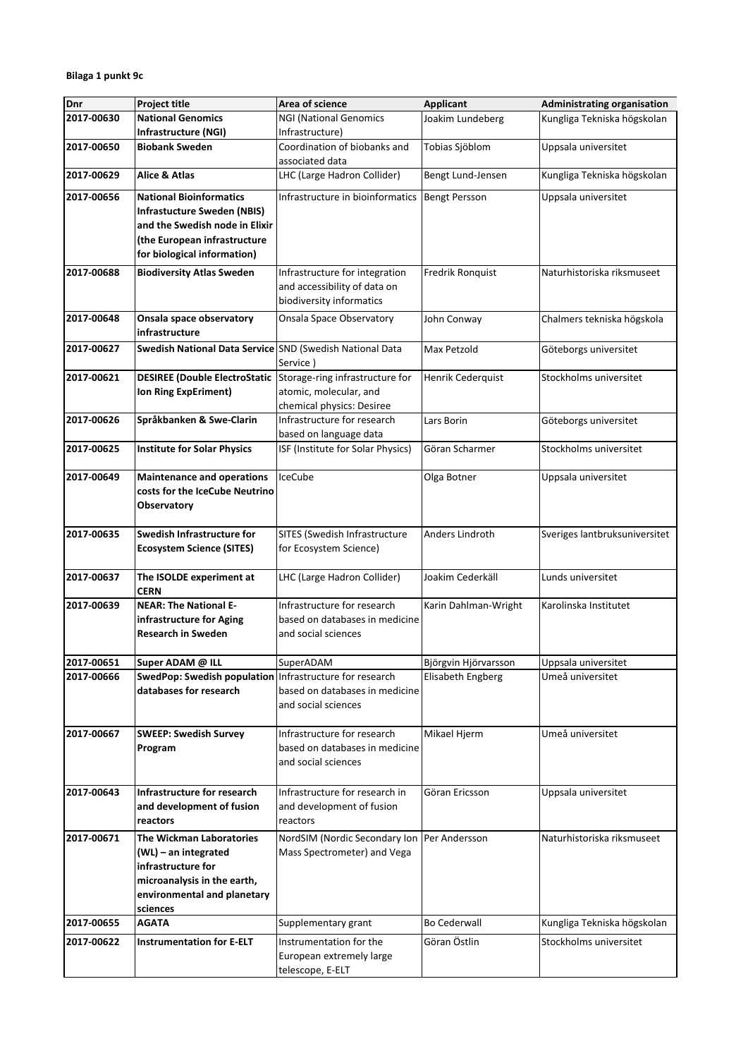**Bilaga 1 punkt 9c**

| Dnr | Project title | Area of science | Applicant | Administrating organisation |
|---|---|---|---|---|
| **2017-00630** | **National Genomics Infrastructure (NGI)** | NGI (National Genomics Infrastructure) | Joakim Lundeberg | Kungliga Tekniska högskolan |
| **2017-00650** | **Biobank Sweden** | Coordination of biobanks and associated data | Tobias Sjöblom | Uppsala universitet |
| **2017-00629** | **Alice & Atlas** | LHC (Large Hadron Collider) | Bengt Lund-Jensen | Kungliga Tekniska högskolan |
| **2017-00656** | **National Bioinformatics Infrastucture Sweden (NBIS) and the Swedish node in Elixir (the European infrastructure for biological information)** | Infrastructure in bioinformatics | Bengt Persson | Uppsala universitet |
| **2017-00688** | **Biodiversity Atlas Sweden** | Infrastructure for integration and accessibility of data on biodiversity informatics | Fredrik Ronquist | Naturhistoriska riksmuseet |
| **2017-00648** | **Onsala space observatory infrastructure** | Onsala Space Observatory | John Conway | Chalmers tekniska högskola |
| **2017-00627** | **Swedish National Data Service** | SND (Swedish National Data Service ) | Max Petzold | Göteborgs universitet |
| **2017-00621** | **DESIREE (Double ElectroStatic Ion Ring ExpEriment)** | Storage-ring infrastructure for atomic, molecular, and chemical physics: Desiree | Henrik Cederquist | Stockholms universitet |
| **2017-00626** | **Språkbanken & Swe-Clarin** | Infrastructure for research based on language data | Lars Borin | Göteborgs universitet |
| **2017-00625** | **Institute for Solar Physics** | ISF (Institute for Solar Physics) | Göran Scharmer | Stockholms universitet |
| **2017-00649** | **Maintenance and operations costs for the IceCube Neutrino Observatory** | IceCube | Olga Botner | Uppsala universitet |
| **2017-00635** | **Swedish Infrastructure for Ecosystem Science (SITES)** | SITES (Swedish Infrastructure for Ecosystem Science) | Anders Lindroth | Sveriges lantbruksuniversitet |
| **2017-00637** | **The ISOLDE experiment at CERN** | LHC (Large Hadron Collider) | Joakim Cederkäll | Lunds universitet |
| **2017-00639** | **NEAR: The National E-infrastructure for Aging Research in Sweden** | Infrastructure for research based on databases in medicine and social sciences | Karin Dahlman-Wright | Karolinska Institutet |
| **2017-00651** | **Super ADAM @ ILL** | SuperADAM | Björgvin Hjörvarsson | Uppsala universitet |
| **2017-00666** | **SwedPop: Swedish population databases for research** | Infrastructure for research based on databases in medicine and social sciences | Elisabeth Engberg | Umeå universitet |
| **2017-00667** | **SWEEP: Swedish Survey Program** | Infrastructure for research based on databases in medicine and social sciences | Mikael Hjerm | Umeå universitet |
| **2017-00643** | **Infrastructure for research and development of fusion reactors** | Infrastructure for research in and development of fusion reactors | Göran Ericsson | Uppsala universitet |
| **2017-00671** | **The Wickman Laboratories (WL) – an integrated infrastructure for microanalysis in the earth, environmental and planetary sciences** | NordSIM (Nordic Secondary Ion Mass Spectrometer) and Vega | Per Andersson | Naturhistoriska riksmuseet |
| **2017-00655** | **AGATA** | Supplementary grant | Bo Cederwall | Kungliga Tekniska högskolan |
| **2017-00622** | **Instrumentation for E-ELT** | Instrumentation for the European extremely large telescope, E-ELT | Göran Östlin | Stockholms universitet |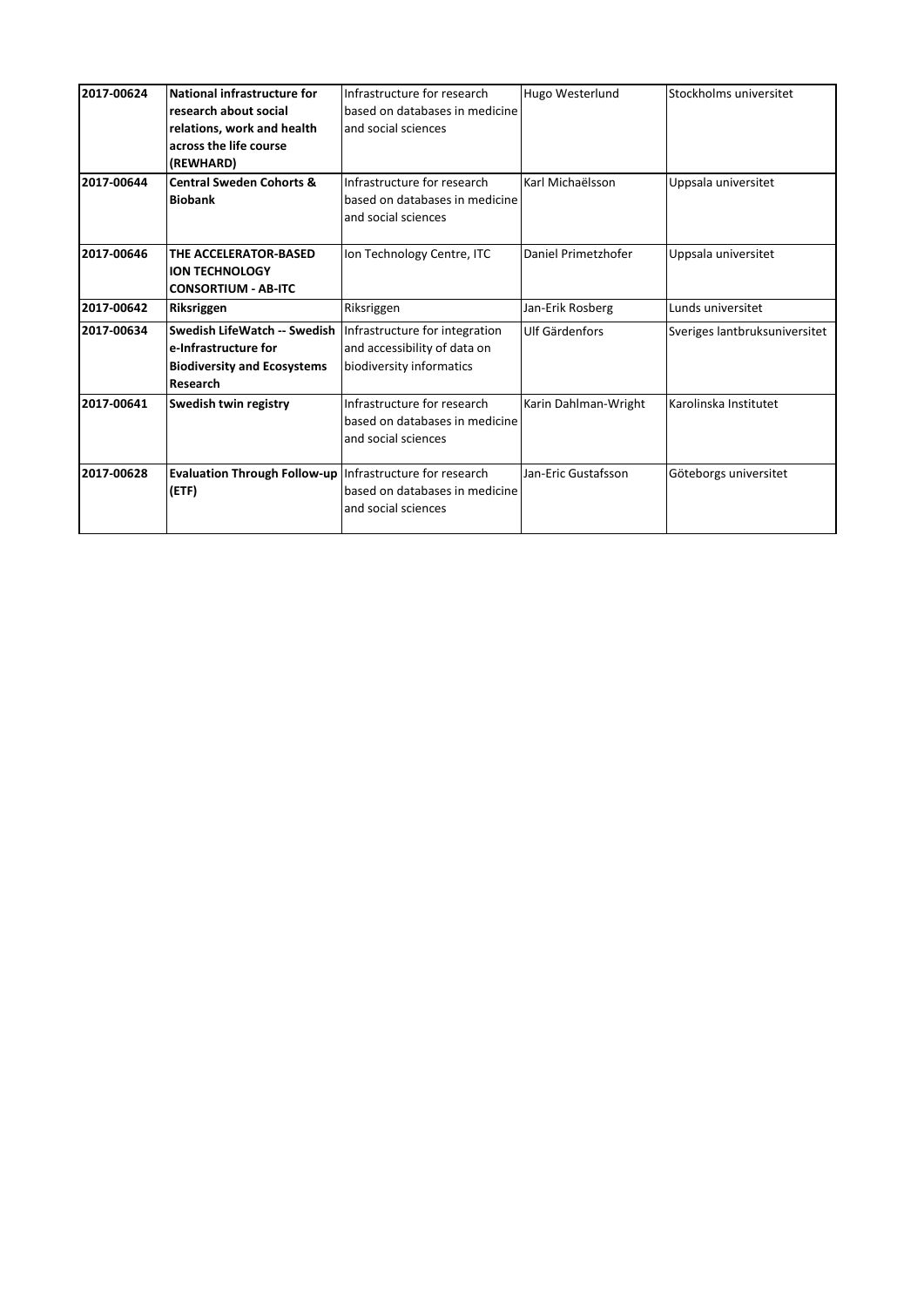| | | | | |
|---|---|---|---|---|
| **2017-00624** | **National infrastructure for research about social relations, work and health across the life course (REWHARD)** | Infrastructure for research based on databases in medicine and social sciences | Hugo Westerlund | Stockholms universitet |
| **2017-00644** | **Central Sweden Cohorts & Biobank** | Infrastructure for research based on databases in medicine and social sciences | Karl Michaëlsson | Uppsala universitet |
| **2017-00646** | **THE ACCELERATOR-BASED ION TECHNOLOGY CONSORTIUM - AB-ITC** | Ion Technology Centre, ITC | Daniel Primetzhofer | Uppsala universitet |
| **2017-00642** | **Riksriggen** | Riksriggen | Jan-Erik Rosberg | Lunds universitet |
| **2017-00634** | **Swedish LifeWatch -- Swedish e-Infrastructure for Biodiversity and Ecosystems Research** | Infrastructure for integration and accessibility of data on biodiversity informatics | Ulf Gärdenfors | Sveriges lantbruksuniversitet |
| **2017-00641** | **Swedish twin registry** | Infrastructure for research based on databases in medicine and social sciences | Karin Dahlman-Wright | Karolinska Institutet |
| **2017-00628** | **Evaluation Through Follow-up (ETF)** | Infrastructure for research based on databases in medicine and social sciences | Jan-Eric Gustafsson | Göteborgs universitet |